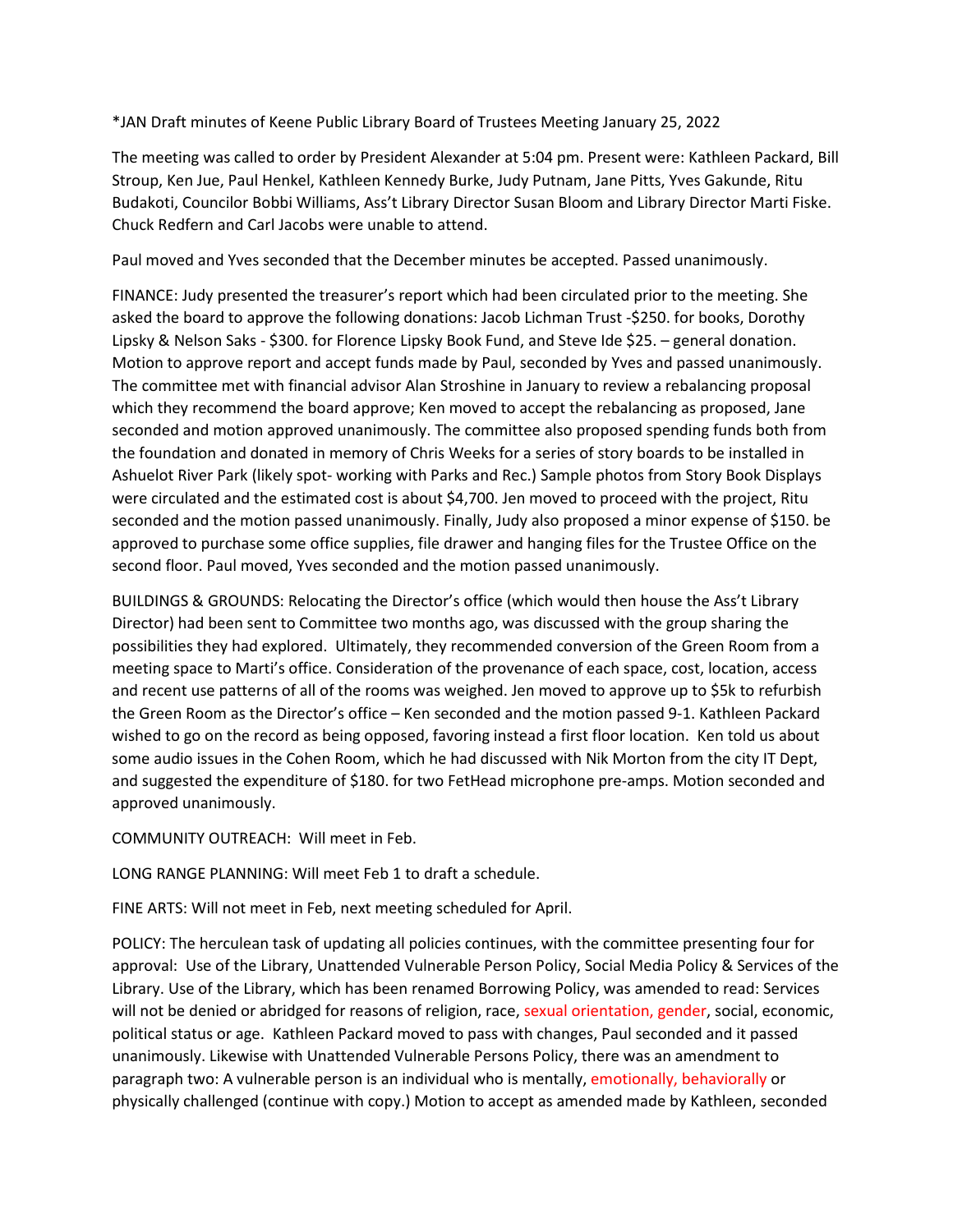*JAN Draft minutes of Keene Public Library Board of Trustees Meeting January 25, 2022

The meeting was called to order by President Alexander at 5:04 pm. Present were: Kathleen Packard, Bill Stroup, Ken Jue, Paul Henkel, Kathleen Kennedy Burke, Judy Putnam, Jane Pitts, Yves Gakunde, Ritu Budakoti, Councilor Bobbi Williams, Ass't Library Director Susan Bloom and Library Director Marti Fiske. Chuck Redfern and Carl Jacobs were unable to attend.

Paul moved and Yves seconded that the December minutes be accepted. Passed unanimously.

FINANCE: Judy presented the treasurer's report which had been circulated prior to the meeting. She asked the board to approve the following donations: Jacob Lichman Trust -$250. for books, Dorothy Lipsky & Nelson Saks - $300. for Florence Lipsky Book Fund, and Steve Ide $25. – general donation. Motion to approve report and accept funds made by Paul, seconded by Yves and passed unanimously. The committee met with financial advisor Alan Stroshine in January to review a rebalancing proposal which they recommend the board approve; Ken moved to accept the rebalancing as proposed, Jane seconded and motion approved unanimously. The committee also proposed spending funds both from the foundation and donated in memory of Chris Weeks for a series of story boards to be installed in Ashuelot River Park (likely spot- working with Parks and Rec.) Sample photos from Story Book Displays were circulated and the estimated cost is about $4,700. Jen moved to proceed with the project, Ritu seconded and the motion passed unanimously. Finally, Judy also proposed a minor expense of $150. be approved to purchase some office supplies, file drawer and hanging files for the Trustee Office on the second floor. Paul moved, Yves seconded and the motion passed unanimously.

BUILDINGS & GROUNDS: Relocating the Director's office (which would then house the Ass't Library Director) had been sent to Committee two months ago, was discussed with the group sharing the possibilities they had explored. Ultimately, they recommended conversion of the Green Room from a meeting space to Marti's office. Consideration of the provenance of each space, cost, location, access and recent use patterns of all of the rooms was weighed. Jen moved to approve up to $5k to refurbish the Green Room as the Director's office – Ken seconded and the motion passed 9-1. Kathleen Packard wished to go on the record as being opposed, favoring instead a first floor location. Ken told us about some audio issues in the Cohen Room, which he had discussed with Nik Morton from the city IT Dept, and suggested the expenditure of $180. for two FetHead microphone pre-amps. Motion seconded and approved unanimously.

COMMUNITY OUTREACH: Will meet in Feb.

LONG RANGE PLANNING: Will meet Feb 1 to draft a schedule.

FINE ARTS: Will not meet in Feb, next meeting scheduled for April.

POLICY: The herculean task of updating all policies continues, with the committee presenting four for approval: Use of the Library, Unattended Vulnerable Person Policy, Social Media Policy & Services of the Library. Use of the Library, which has been renamed Borrowing Policy, was amended to read: Services will not be denied or abridged for reasons of religion, race, sexual orientation, gender, social, economic, political status or age. Kathleen Packard moved to pass with changes, Paul seconded and it passed unanimously. Likewise with Unattended Vulnerable Persons Policy, there was an amendment to paragraph two: A vulnerable person is an individual who is mentally, emotionally, behaviorally or physically challenged (continue with copy.) Motion to accept as amended made by Kathleen, seconded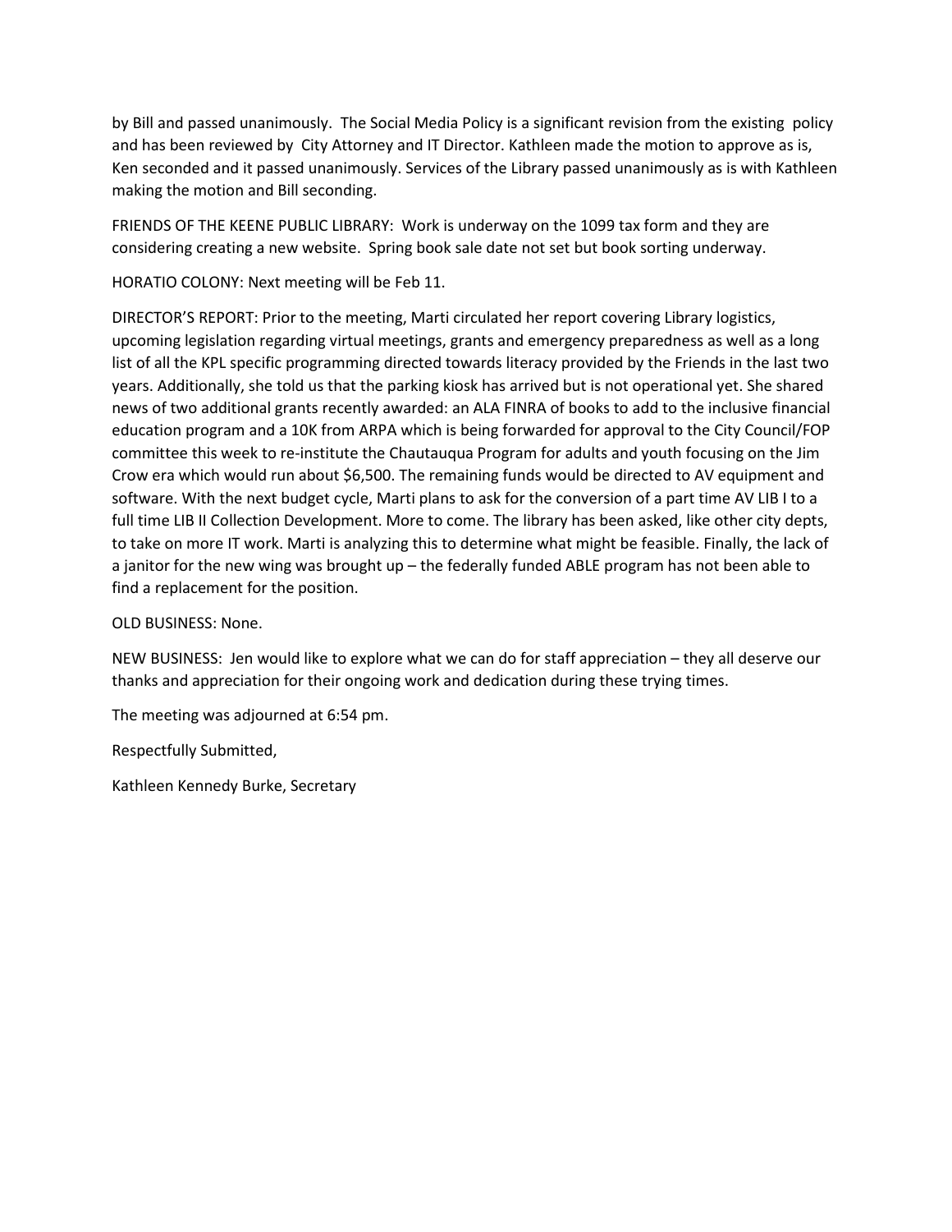by Bill and passed unanimously. The Social Media Policy is a significant revision from the existing policy and has been reviewed by City Attorney and IT Director. Kathleen made the motion to approve as is, Ken seconded and it passed unanimously. Services of the Library passed unanimously as is with Kathleen making the motion and Bill seconding.

FRIENDS OF THE KEENE PUBLIC LIBRARY: Work is underway on the 1099 tax form and they are considering creating a new website. Spring book sale date not set but book sorting underway.

HORATIO COLONY: Next meeting will be Feb 11.

DIRECTOR'S REPORT: Prior to the meeting, Marti circulated her report covering Library logistics, upcoming legislation regarding virtual meetings, grants and emergency preparedness as well as a long list of all the KPL specific programming directed towards literacy provided by the Friends in the last two years. Additionally, she told us that the parking kiosk has arrived but is not operational yet. She shared news of two additional grants recently awarded: an ALA FINRA of books to add to the inclusive financial education program and a 10K from ARPA which is being forwarded for approval to the City Council/FOP committee this week to re-institute the Chautauqua Program for adults and youth focusing on the Jim Crow era which would run about $6,500. The remaining funds would be directed to AV equipment and software. With the next budget cycle, Marti plans to ask for the conversion of a part time AV LIB I to a full time LIB II Collection Development. More to come. The library has been asked, like other city depts, to take on more IT work. Marti is analyzing this to determine what might be feasible. Finally, the lack of a janitor for the new wing was brought up – the federally funded ABLE program has not been able to find a replacement for the position.

OLD BUSINESS: None.

NEW BUSINESS: Jen would like to explore what we can do for staff appreciation – they all deserve our thanks and appreciation for their ongoing work and dedication during these trying times.

The meeting was adjourned at 6:54 pm.

Respectfully Submitted,

Kathleen Kennedy Burke, Secretary